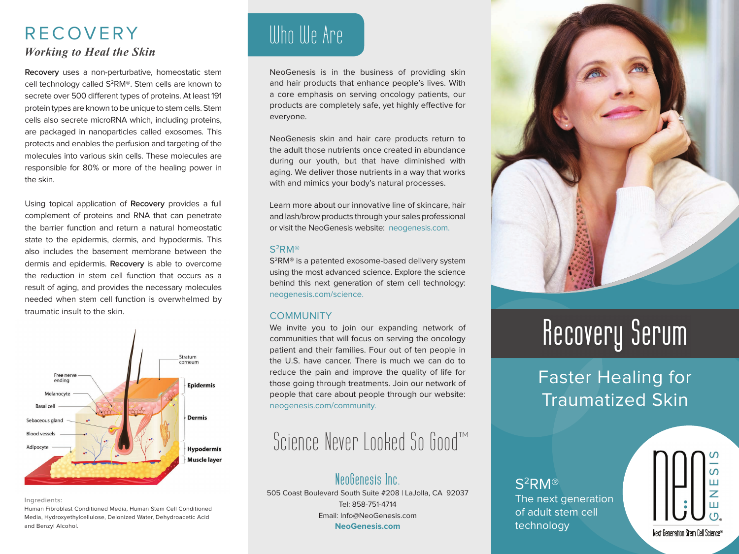# RECOVERY

## *Working to Heal the Skin*

**Recovery** uses a non-perturbative, homeostatic stem cell technology called S$^2$RM®. Stem cells are known to secrete over 500 different types of proteins. At least 191 protein types are known to be unique to stem cells. Stem cells also secrete microRNA which, including proteins, are packaged in nanoparticles called exosomes. This protects and enables the perfusion and targeting of the molecules into various skin cells. These molecules are responsible for 80% or more of the healing power in the skin.

Using topical application of **Recovery** provides a full complement of proteins and RNA that can penetrate the barrier function and return a natural homeostatic state to the epidermis, dermis, and hypodermis. This also includes the basement membrane between the dermis and epidermis. **Recovery** is able to overcome the reduction in stem cell function that occurs as a result of aging, and provides the necessary molecules needed when stem cell function is overwhelmed by traumatic insult to the skin.

Free nerve ending, Melanocyte, Basal cell, Sebaceous gland, Blood vessels, Adipocyte, Stratum corneum, Epidermis, Dermis, Hypodermis, Muscle layer

Ingredients:
Human Fibroblast Conditioned Media, Human Stem Cell Conditioned Media, Hydroxyethylcellulose, Deionized Water, Dehydroacetic Acid and Benzyl Alcohol.

## Who We Are

NeoGenesis is in the business of providing skin and hair products that enhance people's lives. With a core emphasis on serving oncology patients, our products are completely safe, yet highly effective for everyone.

NeoGenesis skin and hair care products return to the adult those nutrients once created in abundance during our youth, but that have diminished with aging. We deliver those nutrients in a way that works with and mimics your body's natural processes.

Learn more about our innovative line of skincare, hair and lash/brow products through your sales professional or visit the NeoGenesis website: neogenesis.com.

### S$^2$RM®

S$^2$RM® is a patented exosome-based delivery system using the most advanced science. Explore the science behind this next generation of stem cell technology: neogenesis.com/science.

### COMMUNITY

We invite you to join our expanding network of communities that will focus on serving the oncology patient and their families. Four out of ten people in the U.S. have cancer. There is much we can do to reduce the pain and improve the quality of life for those going through treatments. Join our network of people that care about people through our website: neogenesis.com/community.

Science Never Looked So Good™

NeoGenesis Inc.
505 Coast Boulevard South Suite #208 | LaJolla, CA 92037
Tel: 858-751-4714
Email: Info@NeoGenesis.com
**NeoGenesis.com**

# Recovery Serum

## Faster Healing for Traumatized Skin

S$^2$RM®
The next generation of adult stem cell technology

neo GENESIS®
Next Generation Stem Cell Science™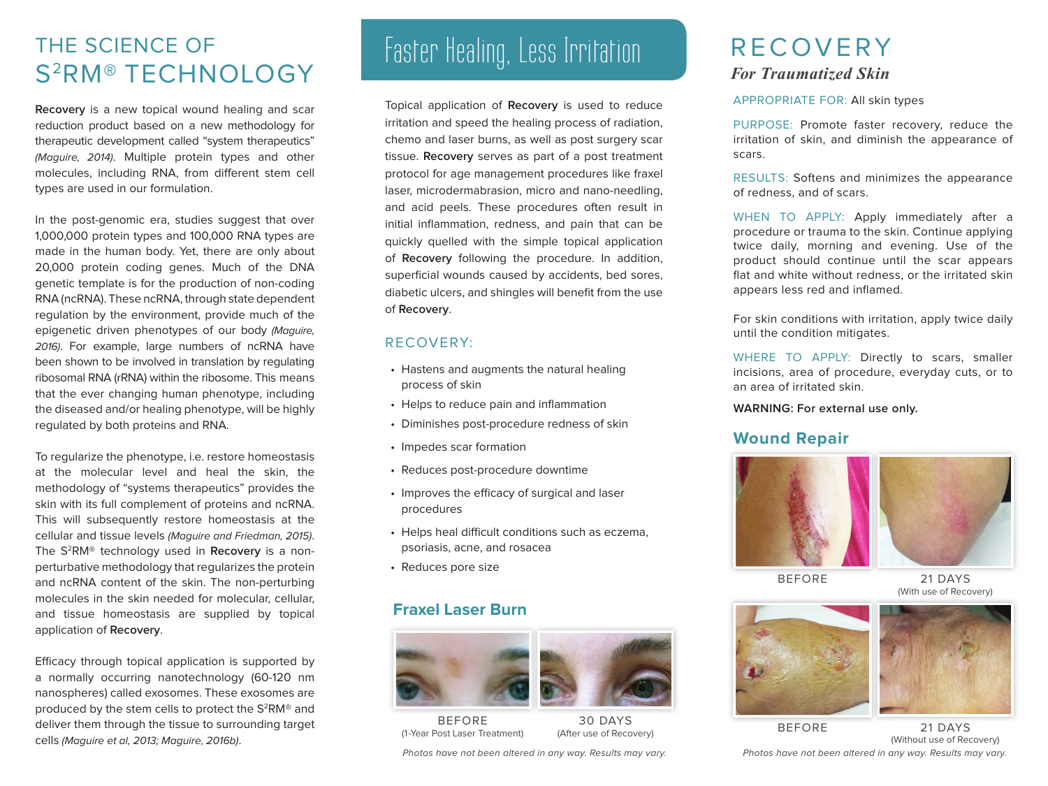# THE SCIENCE OF S²RM® TECHNOLOGY

**Recovery** is a new topical wound healing and scar reduction product based on a new methodology for therapeutic development called "system therapeutics" *(Maguire, 2014)*. Multiple protein types and other molecules, including RNA, from different stem cell types are used in our formulation.

In the post-genomic era, studies suggest that over 1,000,000 protein types and 100,000 RNA types are made in the human body. Yet, there are only about 20,000 protein coding genes. Much of the DNA genetic template is for the production of non-coding RNA (ncRNA). These ncRNA, through state dependent regulation by the environment, provide much of the epigenetic driven phenotypes of our body *(Maguire, 2016)*. For example, large numbers of ncRNA have been shown to be involved in translation by regulating ribosomal RNA (rRNA) within the ribosome. This means that the ever changing human phenotype, including the diseased and/or healing phenotype, will be highly regulated by both proteins and RNA.

To regularize the phenotype, i.e. restore homeostasis at the molecular level and heal the skin, the methodology of "systems therapeutics" provides the skin with its full complement of proteins and ncRNA. This will subsequently restore homeostasis at the cellular and tissue levels *(Maguire and Friedman, 2015)*. The S²RM® technology used in **Recovery** is a non-perturbative methodology that regularizes the protein and ncRNA content of the skin. The non-perturbing molecules in the skin needed for molecular, cellular, and tissue homeostasis are supplied by topical application of **Recovery**.

Efficacy through topical application is supported by a normally occurring nanotechnology (60-120 nm nanospheres) called exosomes. These exosomes are produced by the stem cells to protect the S²RM® and deliver them through the tissue to surrounding target cells *(Maguire et al, 2013; Maguire, 2016b)*.

# Faster Healing, Less Irritation

Topical application of **Recovery** is used to reduce irritation and speed the healing process of radiation, chemo and laser burns, as well as post surgery scar tissue. **Recovery** serves as part of a post treatment protocol for age management procedures like fraxel laser, microdermabrasion, micro and nano-needling, and acid peels. These procedures often result in initial inflammation, redness, and pain that can be quickly quelled with the simple topical application of **Recovery** following the procedure. In addition, superficial wounds caused by accidents, bed sores, diabetic ulcers, and shingles will benefit from the use of **Recovery**.

## RECOVERY:

- Hastens and augments the natural healing process of skin
- Helps to reduce pain and inflammation
- Diminishes post-procedure redness of skin
- Impedes scar formation
- Reduces post-procedure downtime
- Improves the efficacy of surgical and laser procedures
- Helps heal difficult conditions such as eczema, psoriasis, acne, and rosacea
- Reduces pore size

## Fraxel Laser Burn

BEFORE (1-Year Post Laser Treatment)

30 DAYS (After use of Recovery)

*Photos have not been altered in any way. Results may vary.*

# RECOVERY

***For Traumatized Skin***

APPROPRIATE FOR: All skin types

PURPOSE: Promote faster recovery, reduce the irritation of skin, and diminish the appearance of scars.

RESULTS: Softens and minimizes the appearance of redness, and of scars.

WHEN TO APPLY: Apply immediately after a procedure or trauma to the skin. Continue applying twice daily, morning and evening. Use of the product should continue until the scar appears flat and white without redness, or the irritated skin appears less red and inflamed.

For skin conditions with irritation, apply twice daily until the condition mitigates.

WHERE TO APPLY: Directly to scars, smaller incisions, area of procedure, everyday cuts, or to an area of irritated skin.

**WARNING: For external use only.**

## Wound Repair

BEFORE

21 DAYS (With use of Recovery)

BEFORE

21 DAYS (Without use of Recovery)

*Photos have not been altered in any way. Results may vary.*